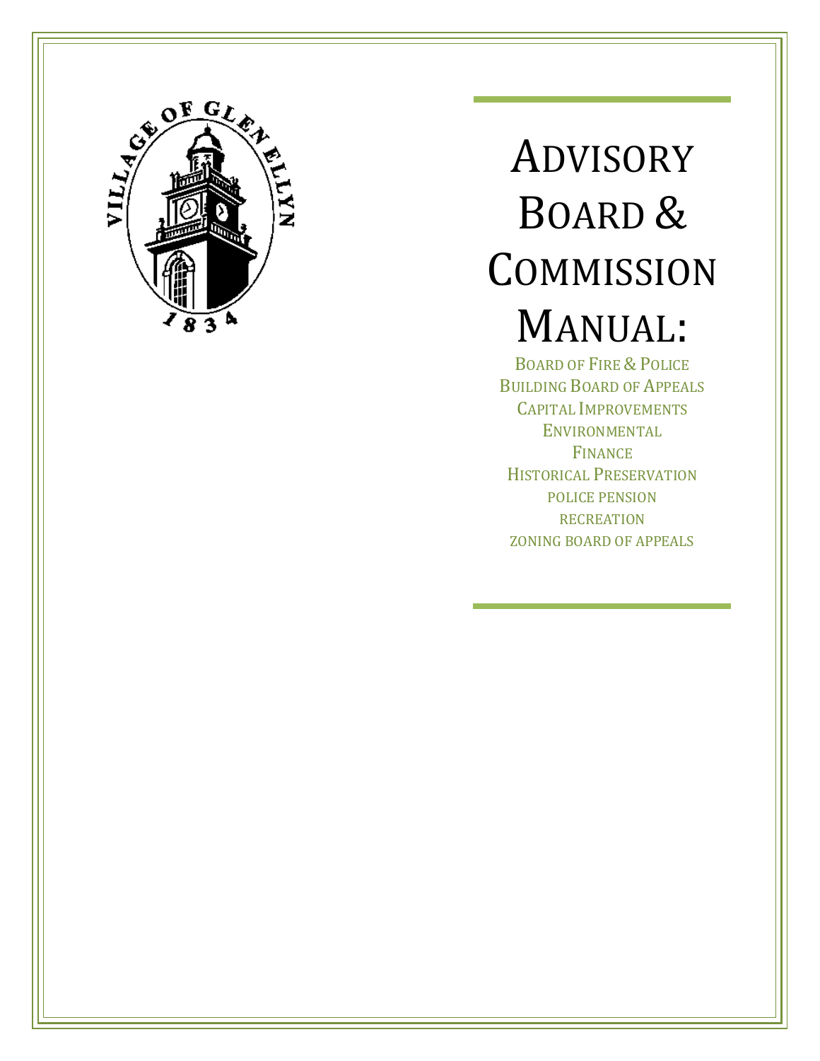# ADVISORY BOARD & COMMISSION MANUAL:

BOARD OF FIRE & POLICE
BUILDING BOARD OF APPEALS
CAPITAL IMPROVEMENTS
ENVIRONMENTAL
FINANCE
HISTORICAL PRESERVATION
POLICE PENSION
RECREATION
ZONING BOARD OF APPEALS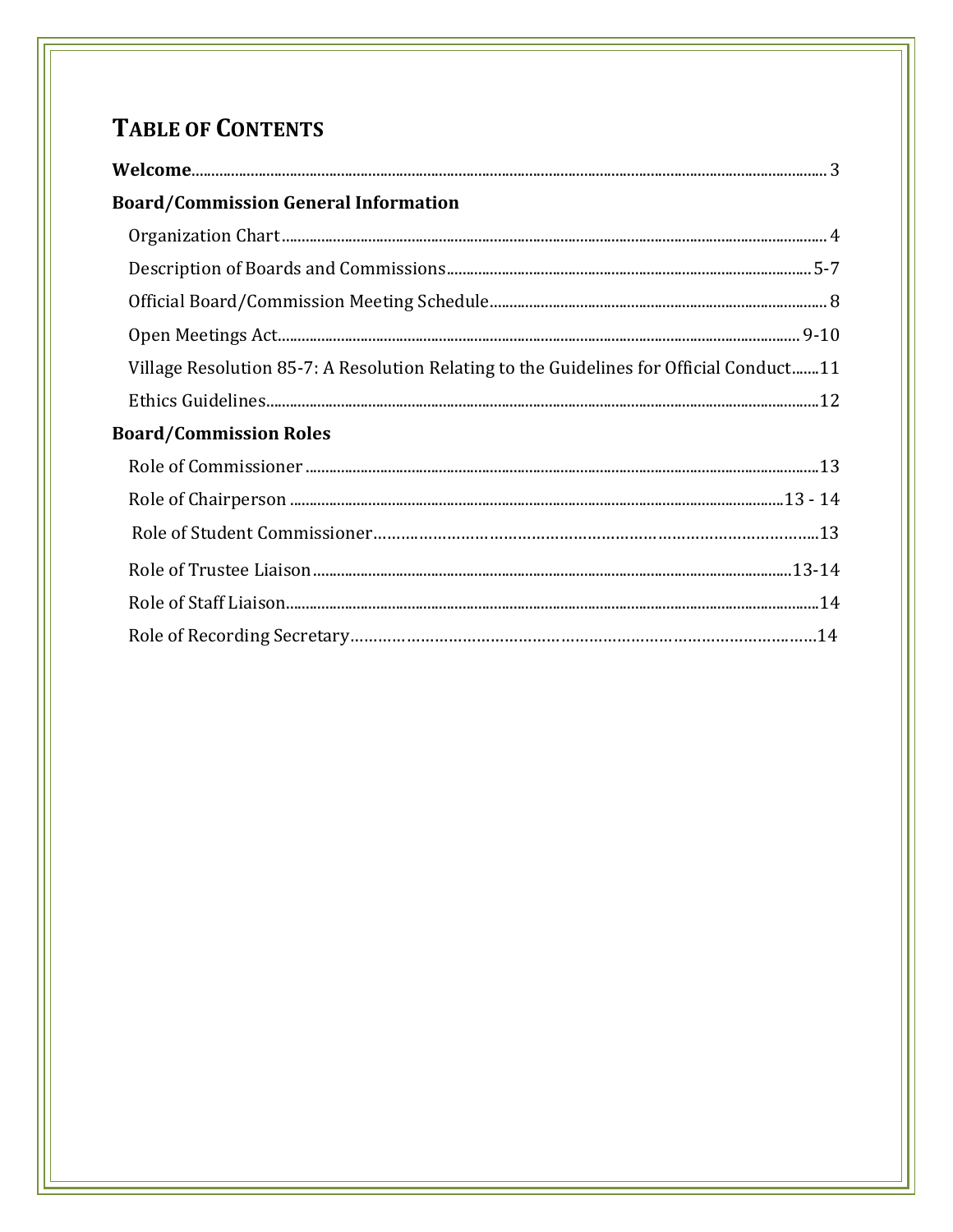# TABLE OF CONTENTS

**Welcome**............................................................................................................................................................ 3

**Board/Commission General Information**

Organization Chart........................................................................................................................................ 4

Description of Boards and Commissions........................................................................................... 5-7

Official Board/Commission Meeting Schedule.................................................................................... 8

Open Meetings Act.................................................................................................................................. 9-10

Village Resolution 85-7: A Resolution Relating to the Guidelines for Official Conduct.......11

Ethics Guidelines..........................................................................................................................................12

**Board/Commission Roles**

Role of Commissioner ................................................................................................................................13

Role of Chairperson ...........................................................................................................................13 - 14

Role of Student Commissioner…………………………………………………………………………...13

Role of Trustee Liaison.......................................................................................................................13-14

Role of Staff Liaison.....................................................................................................................................14

Role of Recording Secretary………………………………………………………………………………14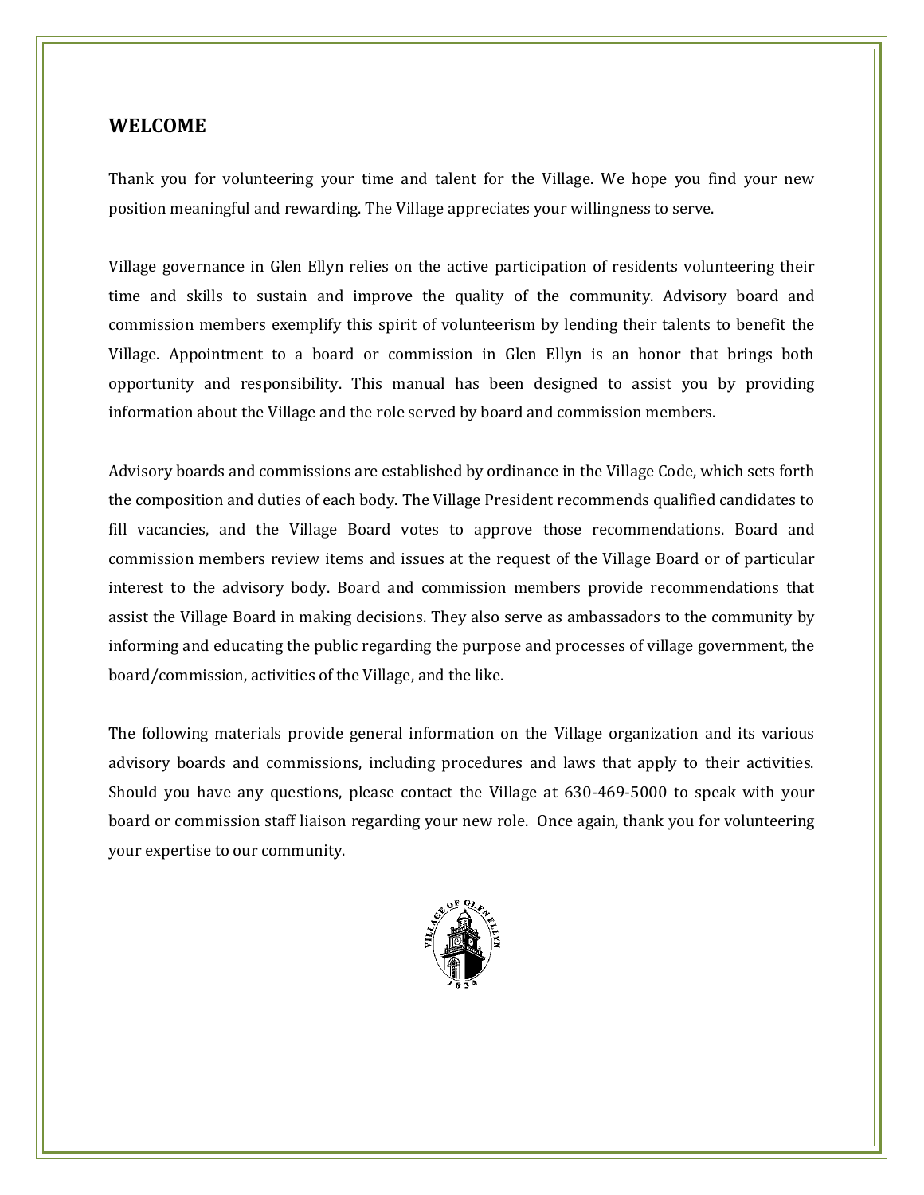## WELCOME

Thank you for volunteering your time and talent for the Village. We hope you find your new position meaningful and rewarding. The Village appreciates your willingness to serve.

Village governance in Glen Ellyn relies on the active participation of residents volunteering their time and skills to sustain and improve the quality of the community. Advisory board and commission members exemplify this spirit of volunteerism by lending their talents to benefit the Village. Appointment to a board or commission in Glen Ellyn is an honor that brings both opportunity and responsibility. This manual has been designed to assist you by providing information about the Village and the role served by board and commission members.

Advisory boards and commissions are established by ordinance in the Village Code, which sets forth the composition and duties of each body. The Village President recommends qualified candidates to fill vacancies, and the Village Board votes to approve those recommendations. Board and commission members review items and issues at the request of the Village Board or of particular interest to the advisory body. Board and commission members provide recommendations that assist the Village Board in making decisions. They also serve as ambassadors to the community by informing and educating the public regarding the purpose and processes of village government, the board/commission, activities of the Village, and the like.

The following materials provide general information on the Village organization and its various advisory boards and commissions, including procedures and laws that apply to their activities. Should you have any questions, please contact the Village at 630-469-5000 to speak with your board or commission staff liaison regarding your new role. Once again, thank you for volunteering your expertise to our community.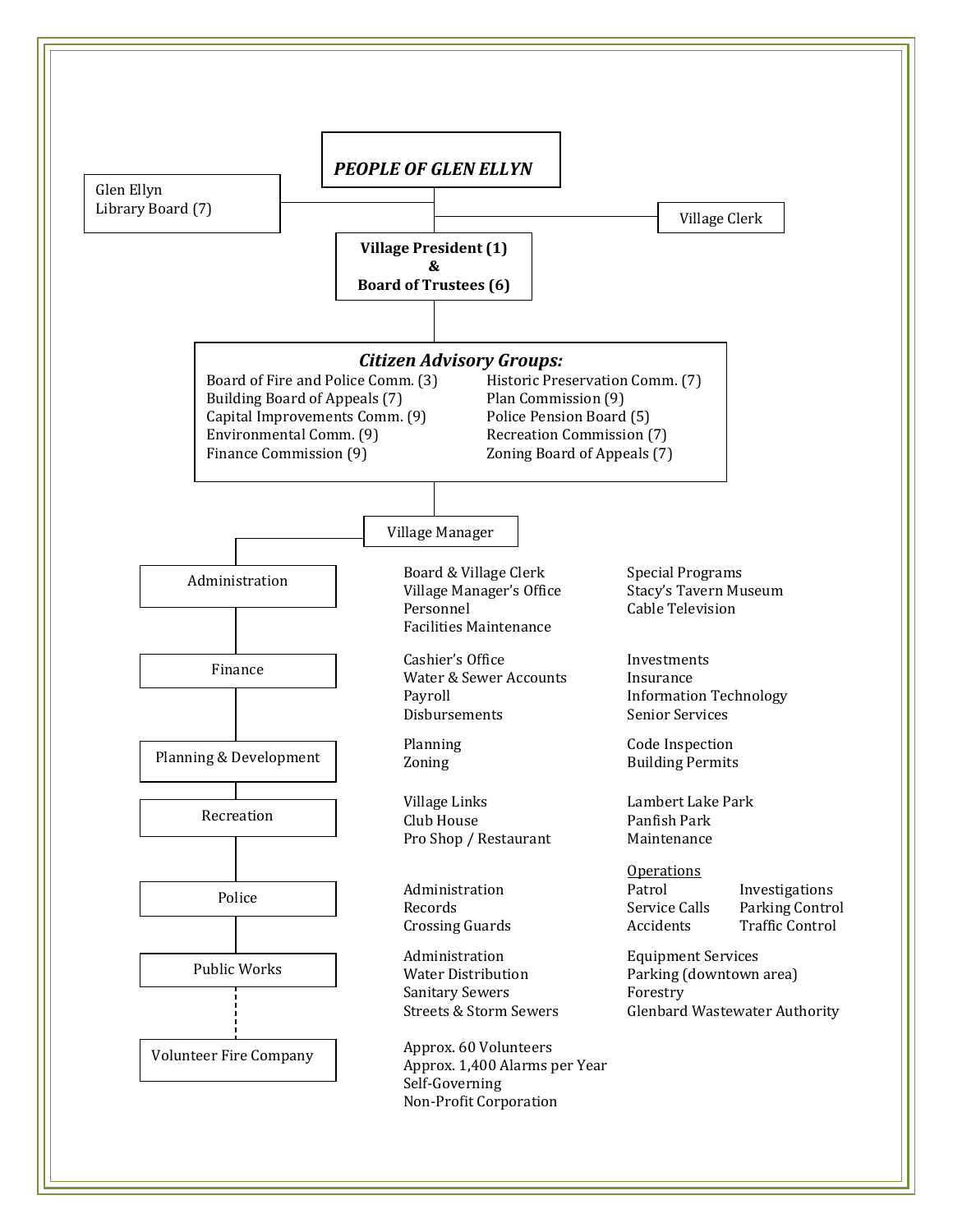***PEOPLE OF GLEN ELLYN***

- Glen Ellyn Library Board (7)
- Village Clerk

**Village President (1) & Board of Trustees (6)**

***Citizen Advisory Groups:***

- Board of Fire and Police Comm. (3)
- Building Board of Appeals (7)
- Capital Improvements Comm. (9)
- Environmental Comm. (9)
- Finance Commission (9)
- Historic Preservation Comm. (7)
- Plan Commission (9)
- Police Pension Board (5)
- Recreation Commission (7)
- Zoning Board of Appeals (7)

Village Manager

| Department | | |
|---|---|---|
| Administration | Board & Village Clerk<br>Village Manager's Office<br>Personnel<br>Facilities Maintenance | Special Programs<br>Stacy's Tavern Museum<br>Cable Television |
| Finance | Cashier's Office<br>Water & Sewer Accounts<br>Payroll<br>Disbursements | Investments<br>Insurance<br>Information Technology<br>Senior Services |
| Planning & Development | Planning<br>Zoning | Code Inspection<br>Building Permits |
| Recreation | Village Links<br>Club House<br>Pro Shop / Restaurant | Lambert Lake Park<br>Panfish Park<br>Maintenance |
| Police | Administration<br>Records<br>Crossing Guards | Operations: Patrol, Service Calls, Accidents, Investigations, Parking Control, Traffic Control |
| Public Works | Administration<br>Water Distribution<br>Sanitary Sewers<br>Streets & Storm Sewers | Equipment Services<br>Parking (downtown area)<br>Forestry<br>Glenbard Wastewater Authority |
| Volunteer Fire Company | Approx. 60 Volunteers<br>Approx. 1,400 Alarms per Year<br>Self-Governing<br>Non-Profit Corporation | |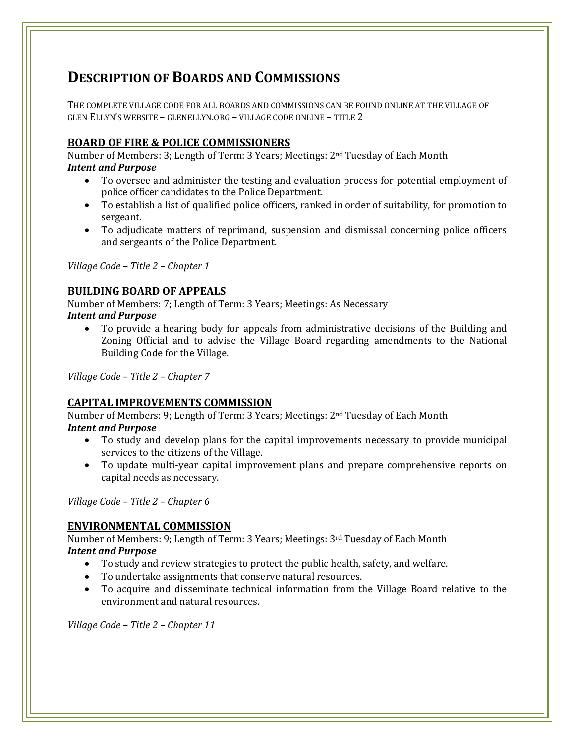# Description of Boards and Commissions

The complete village code for all boards and commissions can be found online at the Village of Glen Ellyn's website – glenellyn.org – village code online – title 2

## BOARD OF FIRE & POLICE COMMISSIONERS

Number of Members: 3; Length of Term: 3 Years; Meetings: 2nd Tuesday of Each Month

***Intent and Purpose***

- To oversee and administer the testing and evaluation process for potential employment of police officer candidates to the Police Department.
- To establish a list of qualified police officers, ranked in order of suitability, for promotion to sergeant.
- To adjudicate matters of reprimand, suspension and dismissal concerning police officers and sergeants of the Police Department.

*Village Code – Title 2 – Chapter 1*

## BUILDING BOARD OF APPEALS

Number of Members: 7; Length of Term: 3 Years; Meetings: As Necessary

***Intent and Purpose***

- To provide a hearing body for appeals from administrative decisions of the Building and Zoning Official and to advise the Village Board regarding amendments to the National Building Code for the Village.

*Village Code – Title 2 – Chapter 7*

## CAPITAL IMPROVEMENTS COMMISSION

Number of Members: 9; Length of Term: 3 Years; Meetings: 2nd Tuesday of Each Month

***Intent and Purpose***

- To study and develop plans for the capital improvements necessary to provide municipal services to the citizens of the Village.
- To update multi-year capital improvement plans and prepare comprehensive reports on capital needs as necessary.

*Village Code – Title 2 – Chapter 6*

## ENVIRONMENTAL COMMISSION

Number of Members: 9; Length of Term: 3 Years; Meetings: 3rd Tuesday of Each Month

***Intent and Purpose***

- To study and review strategies to protect the public health, safety, and welfare.
- To undertake assignments that conserve natural resources.
- To acquire and disseminate technical information from the Village Board relative to the environment and natural resources.

*Village Code – Title 2 – Chapter 11*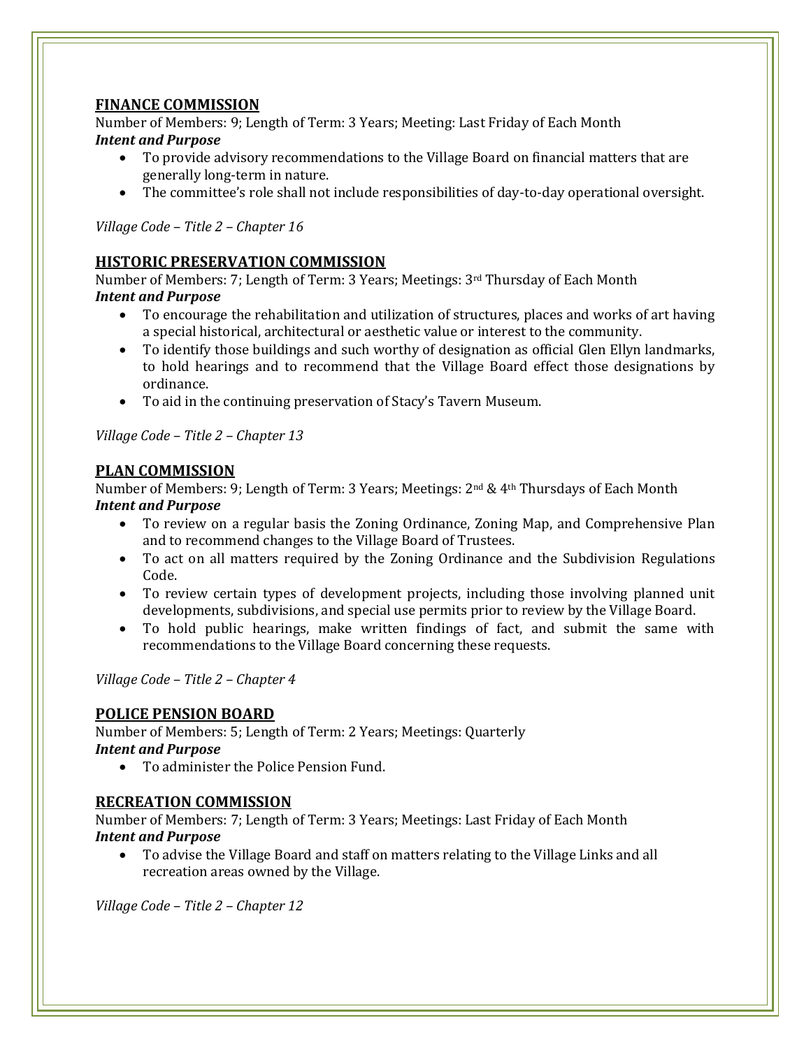## FINANCE COMMISSION

Number of Members: 9; Length of Term: 3 Years; Meeting: Last Friday of Each Month

***Intent and Purpose***

- To provide advisory recommendations to the Village Board on financial matters that are generally long-term in nature.
- The committee's role shall not include responsibilities of day-to-day operational oversight.

*Village Code – Title 2 – Chapter 16*

## HISTORIC PRESERVATION COMMISSION

Number of Members: 7; Length of Term: 3 Years; Meetings: 3rd Thursday of Each Month

***Intent and Purpose***

- To encourage the rehabilitation and utilization of structures, places and works of art having a special historical, architectural or aesthetic value or interest to the community.
- To identify those buildings and such worthy of designation as official Glen Ellyn landmarks, to hold hearings and to recommend that the Village Board effect those designations by ordinance.
- To aid in the continuing preservation of Stacy's Tavern Museum.

*Village Code – Title 2 – Chapter 13*

## PLAN COMMISSION

Number of Members: 9; Length of Term: 3 Years; Meetings: 2nd & 4th Thursdays of Each Month

***Intent and Purpose***

- To review on a regular basis the Zoning Ordinance, Zoning Map, and Comprehensive Plan and to recommend changes to the Village Board of Trustees.
- To act on all matters required by the Zoning Ordinance and the Subdivision Regulations Code.
- To review certain types of development projects, including those involving planned unit developments, subdivisions, and special use permits prior to review by the Village Board.
- To hold public hearings, make written findings of fact, and submit the same with recommendations to the Village Board concerning these requests.

*Village Code – Title 2 – Chapter 4*

## POLICE PENSION BOARD

Number of Members: 5; Length of Term: 2 Years; Meetings: Quarterly

***Intent and Purpose***

- To administer the Police Pension Fund.

## RECREATION COMMISSION

Number of Members: 7; Length of Term: 3 Years; Meetings: Last Friday of Each Month

***Intent and Purpose***

- To advise the Village Board and staff on matters relating to the Village Links and all recreation areas owned by the Village.

*Village Code – Title 2 – Chapter 12*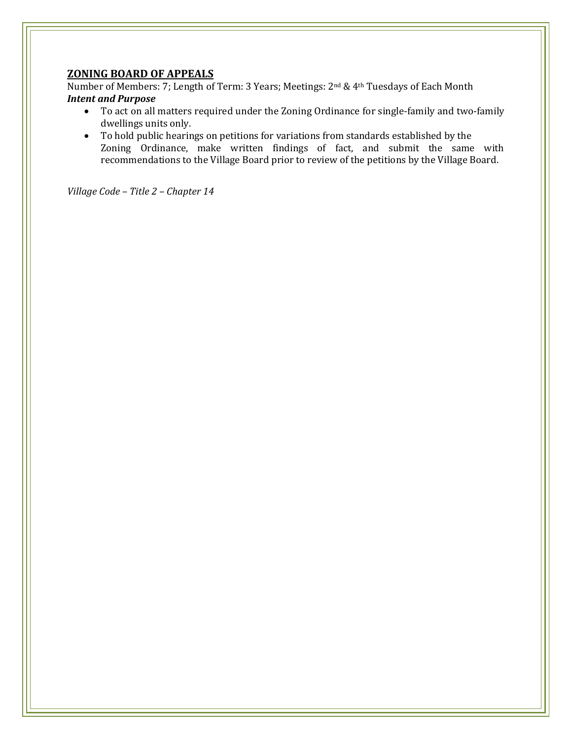## ZONING BOARD OF APPEALS

Number of Members: 7; Length of Term: 3 Years; Meetings: 2nd & 4th Tuesdays of Each Month

***Intent and Purpose***

- To act on all matters required under the Zoning Ordinance for single-family and two-family dwellings units only.
- To hold public hearings on petitions for variations from standards established by the Zoning Ordinance, make written findings of fact, and submit the same with recommendations to the Village Board prior to review of the petitions by the Village Board.

*Village Code – Title 2 – Chapter 14*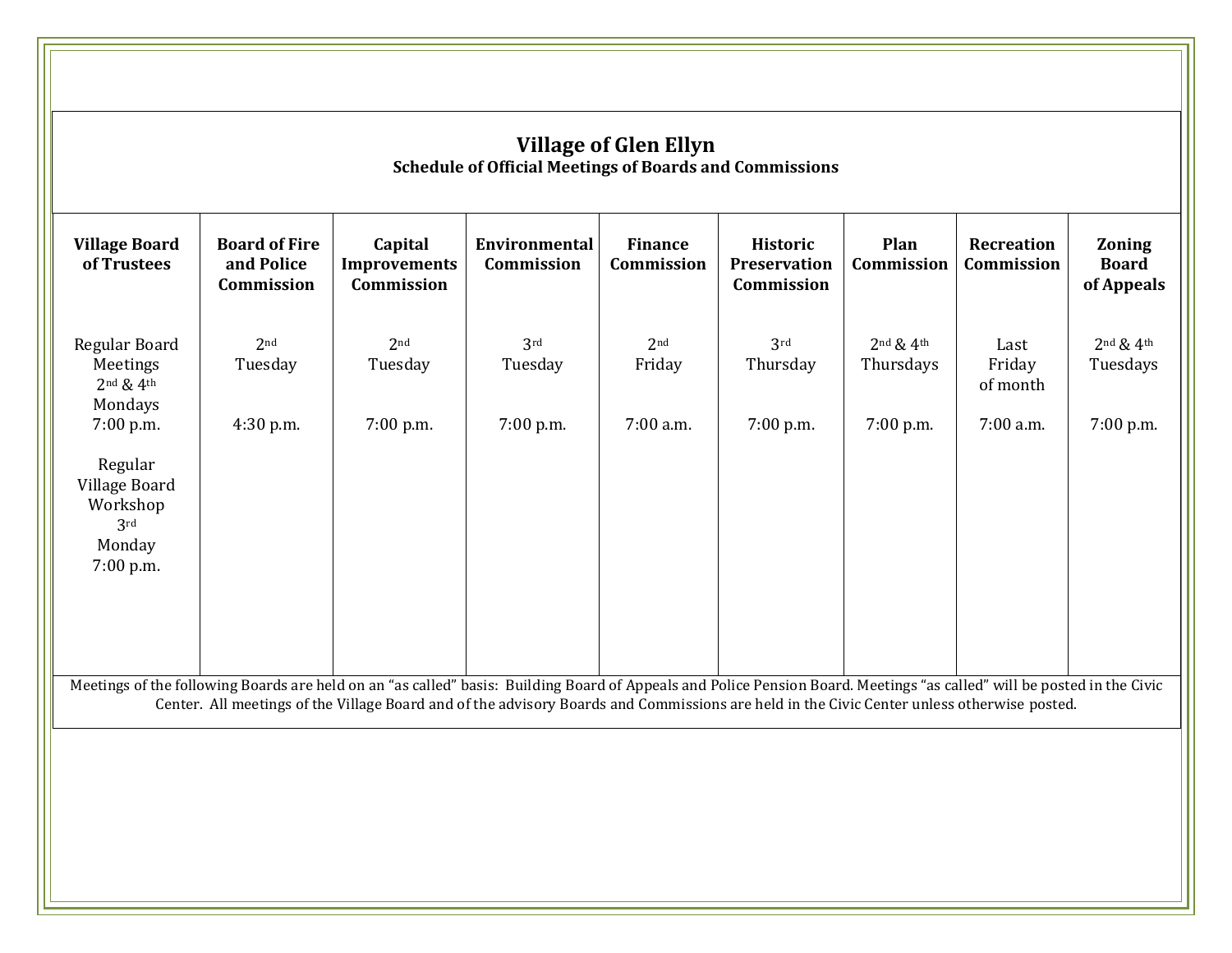# Village of Glen Ellyn

## Schedule of Official Meetings of Boards and Commissions

| Village Board of Trustees | Board of Fire and Police Commission | Capital Improvements Commission | Environmental Commission | Finance Commission | Historic Preservation Commission | Plan Commission | Recreation Commission | Zoning Board of Appeals |
|---|---|---|---|---|---|---|---|---|
| Regular Board Meetings 2nd & 4th Mondays 7:00 p.m.<br><br>Regular Village Board Workshop 3rd Monday 7:00 p.m. | 2nd Tuesday<br><br>4:30 p.m. | 2nd Tuesday<br><br>7:00 p.m. | 3rd Tuesday<br><br>7:00 p.m. | 2nd Friday<br><br>7:00 a.m. | 3rd Thursday<br><br>7:00 p.m. | 2nd & 4th Thursdays<br><br>7:00 p.m. | Last Friday of month<br><br>7:00 a.m. | 2nd & 4th Tuesdays<br><br>7:00 p.m. |

Meetings of the following Boards are held on an "as called" basis: Building Board of Appeals and Police Pension Board. Meetings "as called" will be posted in the Civic Center. All meetings of the Village Board and of the advisory Boards and Commissions are held in the Civic Center unless otherwise posted.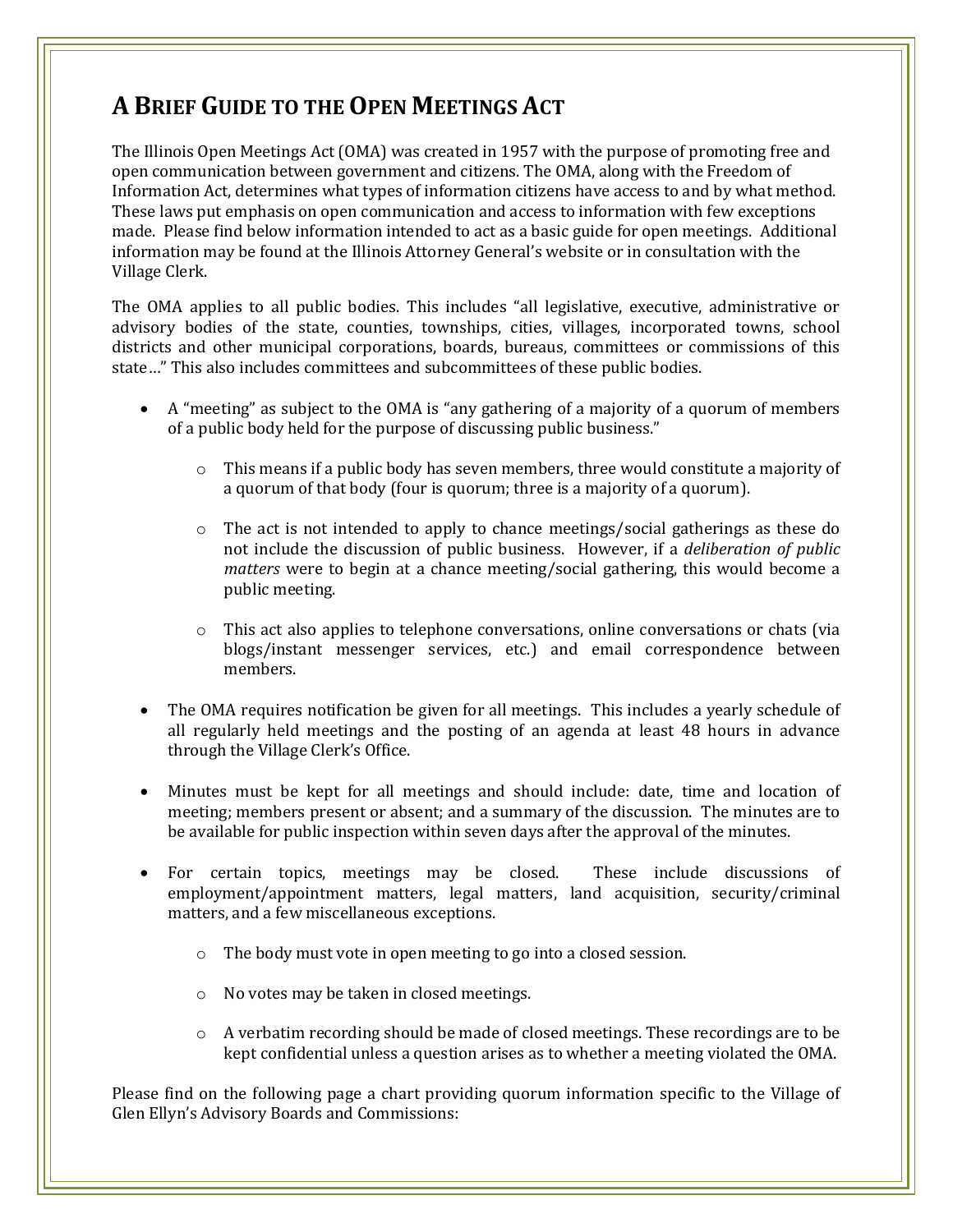# A Brief Guide to the Open Meetings Act

The Illinois Open Meetings Act (OMA) was created in 1957 with the purpose of promoting free and open communication between government and citizens. The OMA, along with the Freedom of Information Act, determines what types of information citizens have access to and by what method. These laws put emphasis on open communication and access to information with few exceptions made. Please find below information intended to act as a basic guide for open meetings. Additional information may be found at the Illinois Attorney General's website or in consultation with the Village Clerk.

The OMA applies to all public bodies. This includes "all legislative, executive, administrative or advisory bodies of the state, counties, townships, cities, villages, incorporated towns, school districts and other municipal corporations, boards, bureaus, committees or commissions of this state…" This also includes committees and subcommittees of these public bodies.

- A "meeting" as subject to the OMA is "any gathering of a majority of a quorum of members of a public body held for the purpose of discussing public business."
  - This means if a public body has seven members, three would constitute a majority of a quorum of that body (four is quorum; three is a majority of a quorum).
  - The act is not intended to apply to chance meetings/social gatherings as these do not include the discussion of public business. However, if a *deliberation of public matters* were to begin at a chance meeting/social gathering, this would become a public meeting.
  - This act also applies to telephone conversations, online conversations or chats (via blogs/instant messenger services, etc.) and email correspondence between members.
- The OMA requires notification be given for all meetings. This includes a yearly schedule of all regularly held meetings and the posting of an agenda at least 48 hours in advance through the Village Clerk's Office.
- Minutes must be kept for all meetings and should include: date, time and location of meeting; members present or absent; and a summary of the discussion. The minutes are to be available for public inspection within seven days after the approval of the minutes.
- For certain topics, meetings may be closed. These include discussions of employment/appointment matters, legal matters, land acquisition, security/criminal matters, and a few miscellaneous exceptions.
  - The body must vote in open meeting to go into a closed session.
  - No votes may be taken in closed meetings.
  - A verbatim recording should be made of closed meetings. These recordings are to be kept confidential unless a question arises as to whether a meeting violated the OMA.

Please find on the following page a chart providing quorum information specific to the Village of Glen Ellyn's Advisory Boards and Commissions: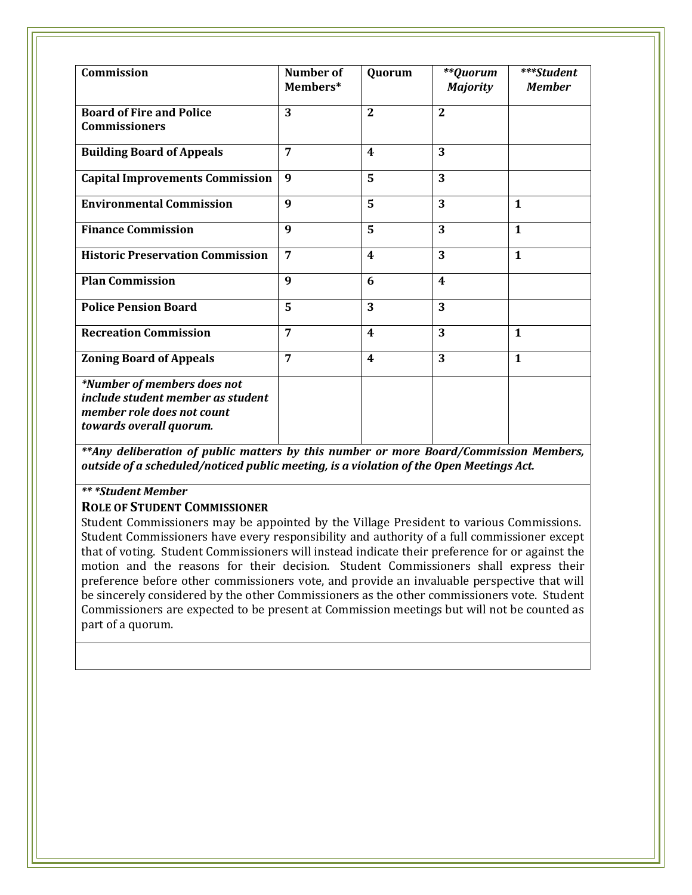| Commission | Number of Members* | Quorum | ***Quorum Majority*** | ****Student Member*** |
|---|---|---|---|---|
| **Board of Fire and Police Commissioners** | **3** | **2** | **2** | |
| **Building Board of Appeals** | **7** | **4** | **3** | |
| **Capital Improvements Commission** | **9** | **5** | **3** | |
| **Environmental Commission** | **9** | **5** | **3** | **1** |
| **Finance Commission** | **9** | **5** | **3** | **1** |
| **Historic Preservation Commission** | **7** | **4** | **3** | **1** |
| **Plan Commission** | **9** | **6** | **4** | |
| **Police Pension Board** | **5** | **3** | **3** | |
| **Recreation Commission** | **7** | **4** | **3** | **1** |
| **Zoning Board of Appeals** | **7** | **4** | **3** | **1** |
| ***Number of members does not include student member as student member role does not count towards overall quorum.*** | | | | |

***\*\*Any deliberation of public matters by this number or more Board/Commission Members, outside of a scheduled/noticed public meeting, is a violation of the Open Meetings Act.***

***\*\* \*Student Member***

**ROLE OF STUDENT COMMISSIONER**

Student Commissioners may be appointed by the Village President to various Commissions. Student Commissioners have every responsibility and authority of a full commissioner except that of voting. Student Commissioners will instead indicate their preference for or against the motion and the reasons for their decision. Student Commissioners shall express their preference before other commissioners vote, and provide an invaluable perspective that will be sincerely considered by the other Commissioners as the other commissioners vote. Student Commissioners are expected to be present at Commission meetings but will not be counted as part of a quorum.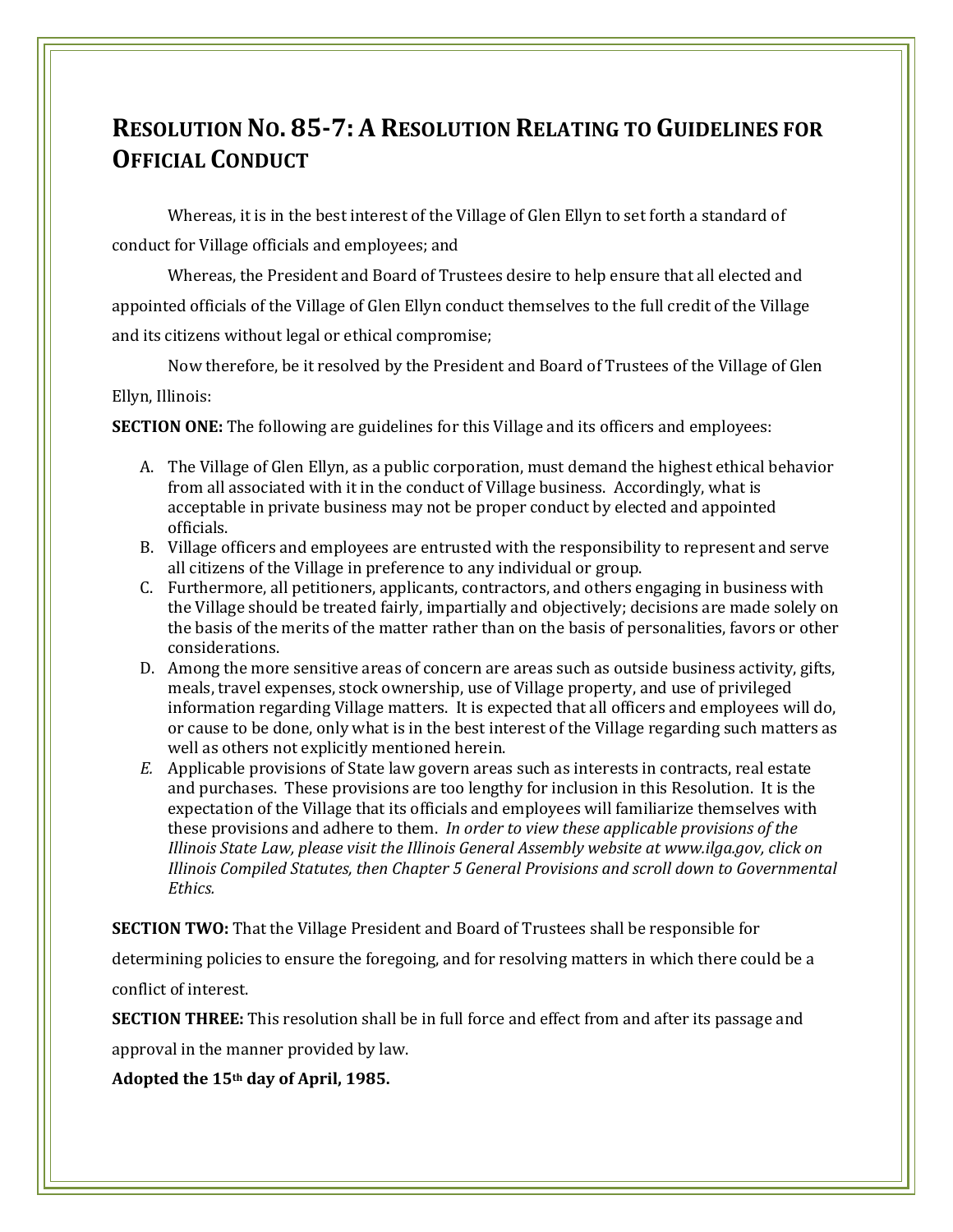# Resolution No. 85-7: A Resolution Relating to Guidelines for Official Conduct

Whereas, it is in the best interest of the Village of Glen Ellyn to set forth a standard of conduct for Village officials and employees; and

Whereas, the President and Board of Trustees desire to help ensure that all elected and appointed officials of the Village of Glen Ellyn conduct themselves to the full credit of the Village and its citizens without legal or ethical compromise;

Now therefore, be it resolved by the President and Board of Trustees of the Village of Glen Ellyn, Illinois:

**SECTION ONE:** The following are guidelines for this Village and its officers and employees:

A. The Village of Glen Ellyn, as a public corporation, must demand the highest ethical behavior from all associated with it in the conduct of Village business. Accordingly, what is acceptable in private business may not be proper conduct by elected and appointed officials.
B. Village officers and employees are entrusted with the responsibility to represent and serve all citizens of the Village in preference to any individual or group.
C. Furthermore, all petitioners, applicants, contractors, and others engaging in business with the Village should be treated fairly, impartially and objectively; decisions are made solely on the basis of the merits of the matter rather than on the basis of personalities, favors or other considerations.
D. Among the more sensitive areas of concern are areas such as outside business activity, gifts, meals, travel expenses, stock ownership, use of Village property, and use of privileged information regarding Village matters. It is expected that all officers and employees will do, or cause to be done, only what is in the best interest of the Village regarding such matters as well as others not explicitly mentioned herein.
E. Applicable provisions of State law govern areas such as interests in contracts, real estate and purchases. These provisions are too lengthy for inclusion in this Resolution. It is the expectation of the Village that its officials and employees will familiarize themselves with these provisions and adhere to them. *In order to view these applicable provisions of the Illinois State Law, please visit the Illinois General Assembly website at www.ilga.gov, click on Illinois Compiled Statutes, then Chapter 5 General Provisions and scroll down to Governmental Ethics.*

**SECTION TWO:** That the Village President and Board of Trustees shall be responsible for determining policies to ensure the foregoing, and for resolving matters in which there could be a conflict of interest.

**SECTION THREE:** This resolution shall be in full force and effect from and after its passage and approval in the manner provided by law.

**Adopted the 15th day of April, 1985.**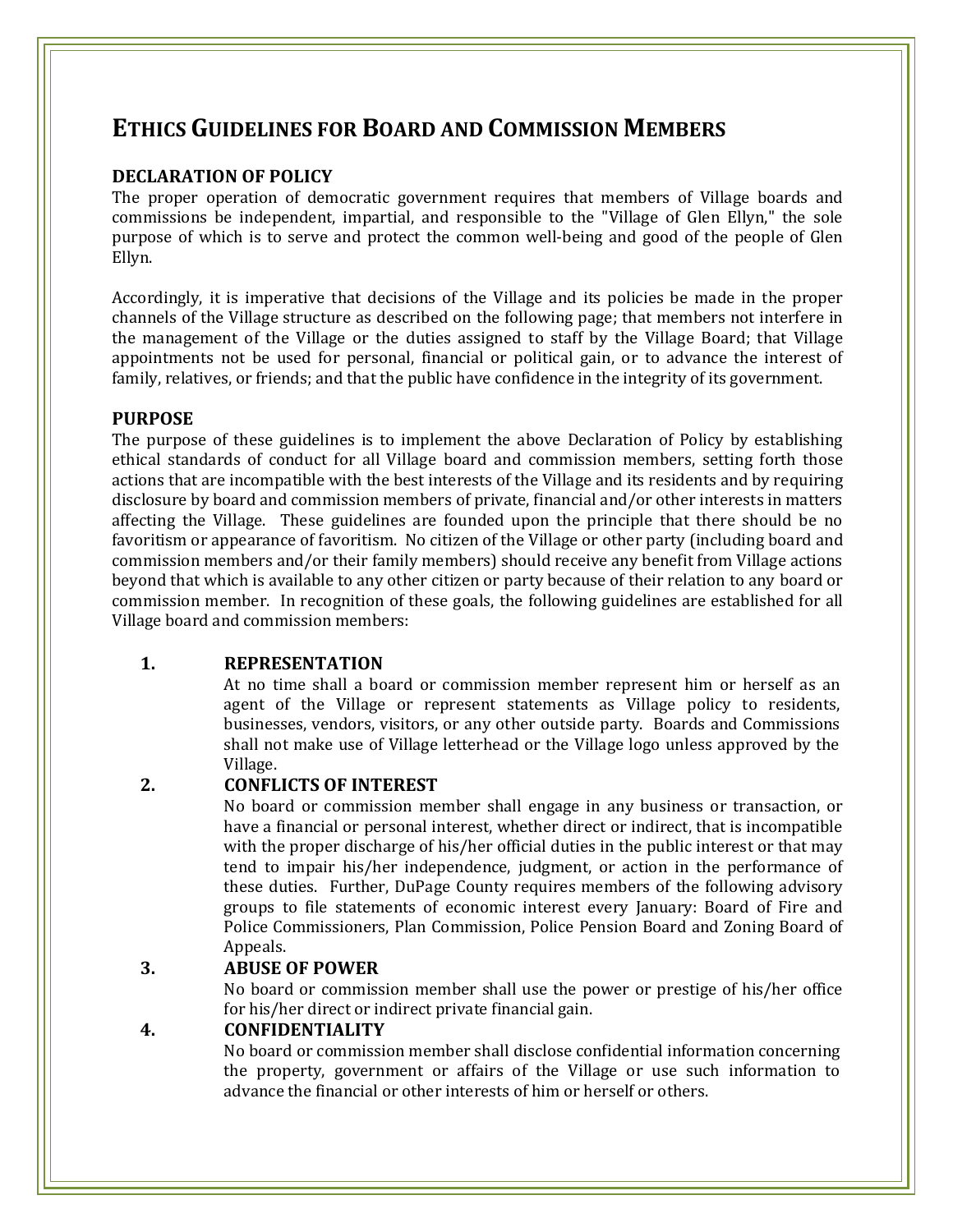# Ethics Guidelines for Board and Commission Members

## DECLARATION OF POLICY

The proper operation of democratic government requires that members of Village boards and commissions be independent, impartial, and responsible to the "Village of Glen Ellyn," the sole purpose of which is to serve and protect the common well-being and good of the people of Glen Ellyn.

Accordingly, it is imperative that decisions of the Village and its policies be made in the proper channels of the Village structure as described on the following page; that members not interfere in the management of the Village or the duties assigned to staff by the Village Board; that Village appointments not be used for personal, financial or political gain, or to advance the interest of family, relatives, or friends; and that the public have confidence in the integrity of its government.

## PURPOSE

The purpose of these guidelines is to implement the above Declaration of Policy by establishing ethical standards of conduct for all Village board and commission members, setting forth those actions that are incompatible with the best interests of the Village and its residents and by requiring disclosure by board and commission members of private, financial and/or other interests in matters affecting the Village. These guidelines are founded upon the principle that there should be no favoritism or appearance of favoritism. No citizen of the Village or other party (including board and commission members and/or their family members) should receive any benefit from Village actions beyond that which is available to any other citizen or party because of their relation to any board or commission member. In recognition of these goals, the following guidelines are established for all Village board and commission members:

1. **REPRESENTATION**
   At no time shall a board or commission member represent him or herself as an agent of the Village or represent statements as Village policy to residents, businesses, vendors, visitors, or any other outside party. Boards and Commissions shall not make use of Village letterhead or the Village logo unless approved by the Village.

2. **CONFLICTS OF INTEREST**
   No board or commission member shall engage in any business or transaction, or have a financial or personal interest, whether direct or indirect, that is incompatible with the proper discharge of his/her official duties in the public interest or that may tend to impair his/her independence, judgment, or action in the performance of these duties. Further, DuPage County requires members of the following advisory groups to file statements of economic interest every January: Board of Fire and Police Commissioners, Plan Commission, Police Pension Board and Zoning Board of Appeals.

3. **ABUSE OF POWER**
   No board or commission member shall use the power or prestige of his/her office for his/her direct or indirect private financial gain.

4. **CONFIDENTIALITY**
   No board or commission member shall disclose confidential information concerning the property, government or affairs of the Village or use such information to advance the financial or other interests of him or herself or others.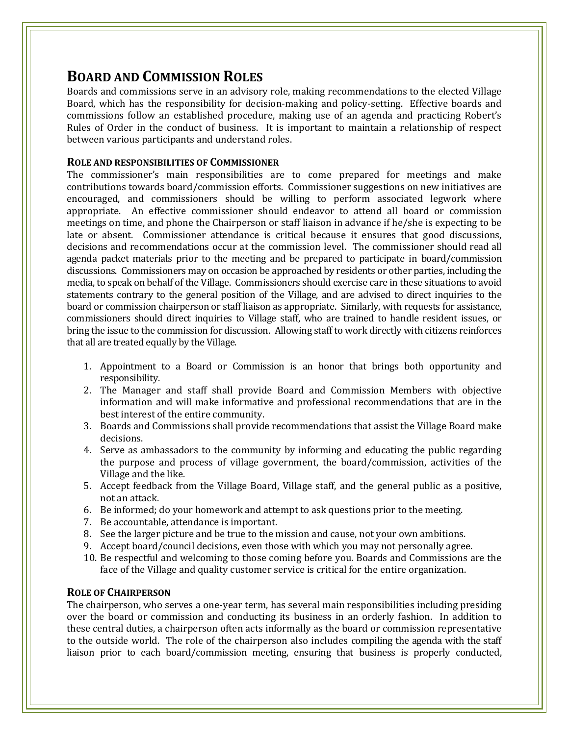## Board and Commission Roles

Boards and commissions serve in an advisory role, making recommendations to the elected Village Board, which has the responsibility for decision-making and policy-setting. Effective boards and commissions follow an established procedure, making use of an agenda and practicing Robert's Rules of Order in the conduct of business. It is important to maintain a relationship of respect between various participants and understand roles.

### Role and responsibilities of Commissioner

The commissioner's main responsibilities are to come prepared for meetings and make contributions towards board/commission efforts. Commissioner suggestions on new initiatives are encouraged, and commissioners should be willing to perform associated legwork where appropriate. An effective commissioner should endeavor to attend all board or commission meetings on time, and phone the Chairperson or staff liaison in advance if he/she is expecting to be late or absent. Commissioner attendance is critical because it ensures that good discussions, decisions and recommendations occur at the commission level. The commissioner should read all agenda packet materials prior to the meeting and be prepared to participate in board/commission discussions. Commissioners may on occasion be approached by residents or other parties, including the media, to speak on behalf of the Village. Commissioners should exercise care in these situations to avoid statements contrary to the general position of the Village, and are advised to direct inquiries to the board or commission chairperson or staff liaison as appropriate. Similarly, with requests for assistance, commissioners should direct inquiries to Village staff, who are trained to handle resident issues, or bring the issue to the commission for discussion. Allowing staff to work directly with citizens reinforces that all are treated equally by the Village.

1. Appointment to a Board or Commission is an honor that brings both opportunity and responsibility.
2. The Manager and staff shall provide Board and Commission Members with objective information and will make informative and professional recommendations that are in the best interest of the entire community.
3. Boards and Commissions shall provide recommendations that assist the Village Board make decisions.
4. Serve as ambassadors to the community by informing and educating the public regarding the purpose and process of village government, the board/commission, activities of the Village and the like.
5. Accept feedback from the Village Board, Village staff, and the general public as a positive, not an attack.
6. Be informed; do your homework and attempt to ask questions prior to the meeting.
7. Be accountable, attendance is important.
8. See the larger picture and be true to the mission and cause, not your own ambitions.
9. Accept board/council decisions, even those with which you may not personally agree.
10. Be respectful and welcoming to those coming before you. Boards and Commissions are the face of the Village and quality customer service is critical for the entire organization.

### Role of Chairperson

The chairperson, who serves a one-year term, has several main responsibilities including presiding over the board or commission and conducting its business in an orderly fashion. In addition to these central duties, a chairperson often acts informally as the board or commission representative to the outside world. The role of the chairperson also includes compiling the agenda with the staff liaison prior to each board/commission meeting, ensuring that business is properly conducted,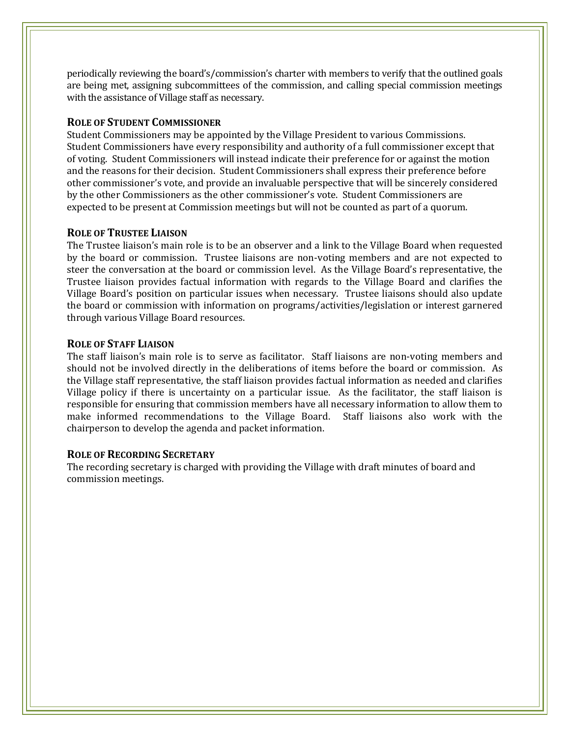periodically reviewing the board's/commission's charter with members to verify that the outlined goals are being met, assigning subcommittees of the commission, and calling special commission meetings with the assistance of Village staff as necessary.

### Role of Student Commissioner

Student Commissioners may be appointed by the Village President to various Commissions. Student Commissioners have every responsibility and authority of a full commissioner except that of voting. Student Commissioners will instead indicate their preference for or against the motion and the reasons for their decision. Student Commissioners shall express their preference before other commissioner's vote, and provide an invaluable perspective that will be sincerely considered by the other Commissioners as the other commissioner's vote. Student Commissioners are expected to be present at Commission meetings but will not be counted as part of a quorum.

### Role of Trustee Liaison

The Trustee liaison's main role is to be an observer and a link to the Village Board when requested by the board or commission. Trustee liaisons are non-voting members and are not expected to steer the conversation at the board or commission level. As the Village Board's representative, the Trustee liaison provides factual information with regards to the Village Board and clarifies the Village Board's position on particular issues when necessary. Trustee liaisons should also update the board or commission with information on programs/activities/legislation or interest garnered through various Village Board resources.

### Role of Staff Liaison

The staff liaison's main role is to serve as facilitator. Staff liaisons are non-voting members and should not be involved directly in the deliberations of items before the board or commission. As the Village staff representative, the staff liaison provides factual information as needed and clarifies Village policy if there is uncertainty on a particular issue. As the facilitator, the staff liaison is responsible for ensuring that commission members have all necessary information to allow them to make informed recommendations to the Village Board. Staff liaisons also work with the chairperson to develop the agenda and packet information.

### Role of Recording Secretary

The recording secretary is charged with providing the Village with draft minutes of board and commission meetings.